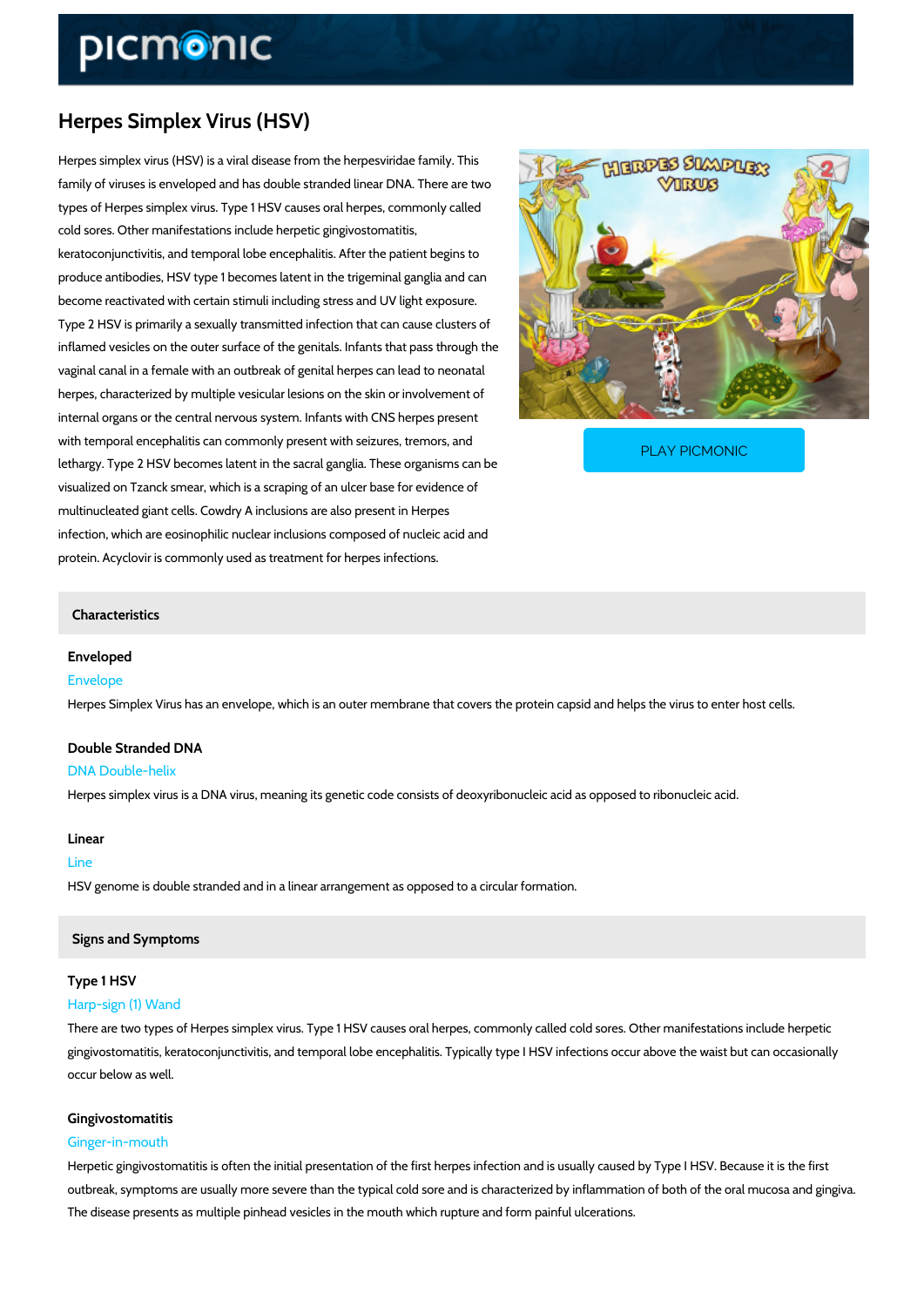# Herpes Simplex Virus (HSV)

Herpes simplex virus (HSV) is a viral disease from the herpesviridae family. This family of viruses is enveloped and has double stranded linear DNA. There are two types of Herpes simplex virus. Type 1 HSV causes oral herpes, commonly called cold sores. Other manifestations include herpetic gingivostomatitis, keratoconjunctivitis, and temporal lobe encephalitis. After the patient begins to produce antibodies, HSV type 1 becomes latent in the trigeminal ganglia and can become reactivated with certain stimuli including stress and UV light exposure. Type 2 HSV is primarily a sexually transmitted infection that can cause clusters of inflamed vesicles on the outer surface of the genitals. Infants that pass through the vaginal canal in a female with an outbreak of genital herpes can lead to neonatal herpes, characterized by multiple vesicular lesions on the skin or involvement of internal organs or the central nervous system. Infants with CNS herpes present with temporal encephalitis can commonly present with seizures, tremors, and lethargy. Type 2 HSV becomes latent in the sacral ganglia. These organisms can be visualized on Tzanck smear, which is a scraping of an ulcer base for evidence of multinucleated giant cells. Cowdry A inclusions are also present in Herpes infection, which are eosinophilic nuclear inclusions composed of nucleic acid and protein. Acyclovir is commonly used as treatment for herpes infections.

PLAY PICMONIC

## Characteristics

### Enveloped

Envelope

Herpes Simplex Virus has an envelope, which is an outer membrane that covers the protein capsid and helps the virus to enter host cells.

### Double Stranded DNA

DNA Double-helix

Herpes simplex virus is a DNA virus, meaning its genetic code consists of deoxyribonucleic acid as opposed to ribonucleic acid.

### Linear

Line

HSV genome is double stranded and in a linear arrangement as opposed to a circular formation.

## Signs and Symptoms

### Type 1 HSV

Harp-sign (1) Wand

There are two types of Herpes simplex virus. Type 1 HSV causes oral herpes, commonly called cold sores. Other manifestations include herpetic gingivostomatitis, keratoconjunctivitis, and temporal lobe encephalitis. Typically type I HSV infections occur above the waist but can occasionally occur below as well.

### Gingivostomatitis

Ginger-in-mouth

Herpetic gingivostomatitis is often the initial presentation of the first herpes infection and is usually caused by Type I HSV. Because it is the first outbreak, symptoms are usually more severe than the typical cold sore and is characterized by inflammation of both of the oral mucosa and gingiva. The disease presents as multiple pinhead vesicles in the mouth which rupture and form painful ulcerations.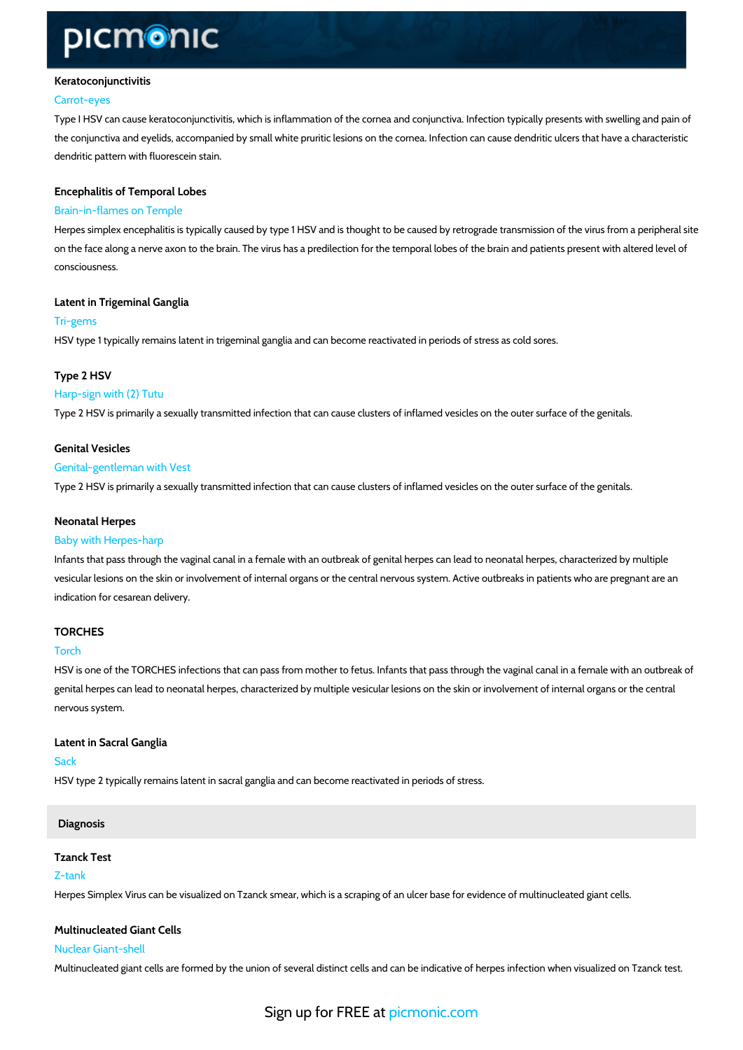### Keratoconjunctivitis

Carrot-eyes

Type I HSV can cause keratoconjunctivitis, which is inflammation of the cornea and conjunctiva. Infection typically presents with swelling and pain of the conjunctiva and eyelids, accompanied by small white pruritic lesions on the cornea. Infection can cause dendritic ulcers that have a characteristic dendritic pattern with fluorescein stain.

### Encephalitis of Temporal Lobes

Brain-in-flames on Temple

Herpes simplex encephalitis is typically caused by type 1 HSV and is thought to be caused by retrograde transmission of the virus from a peripheral site on the face along a nerve axon to the brain. The virus has a predilection for the temporal lobes of the brain and patients present with altered level of consciousness.

### Latent in Trigeminal Ganglia

Tri-gems

HSV type 1 typically remains latent in trigeminal ganglia and can become reactivated in periods of stress as cold sores.

### Type 2 HSV

Harp-sign with (2) Tutu

Type 2 HSV is primarily a sexually transmitted infection that can cause clusters of inflamed vesicles on the outer surface of the genitals.

### Genital Vesicles

Genital-gentleman with Vest

Type 2 HSV is primarily a sexually transmitted infection that can cause clusters of inflamed vesicles on the outer surface of the genitals.

### Neonatal Herpes

Baby with Herpes-harp

Infants that pass through the vaginal canal in a female with an outbreak of genital herpes can lead to neonatal herpes, characterized by multiple vesicular lesions on the skin or involvement of internal organs or the central nervous system. Active outbreaks in patients who are pregnant are an indication for cesarean delivery.

### TORCHES

Torch

HSV is one of the TORCHES infections that can pass from mother to fetus. Infants that pass through the vaginal canal in a female with an outbreak of genital herpes can lead to neonatal herpes, characterized by multiple vesicular lesions on the skin or involvement of internal organs or the central nervous system.

### Latent in Sacral Ganglia

Sack

HSV type 2 typically remains latent in sacral ganglia and can become reactivated in periods of stress.

## Diagnosis

### Tzanck Test

Z-tank

Herpes Simplex Virus can be visualized on Tzanck smear, which is a scraping of an ulcer base for evidence of multinucleated giant cells.

### Multinucleated Giant Cells

Nuclear Giant-shell

Multinucleated giant cells are formed by the union of several distinct cells and can be indicative of herpes infection when visualized on Tzanck test.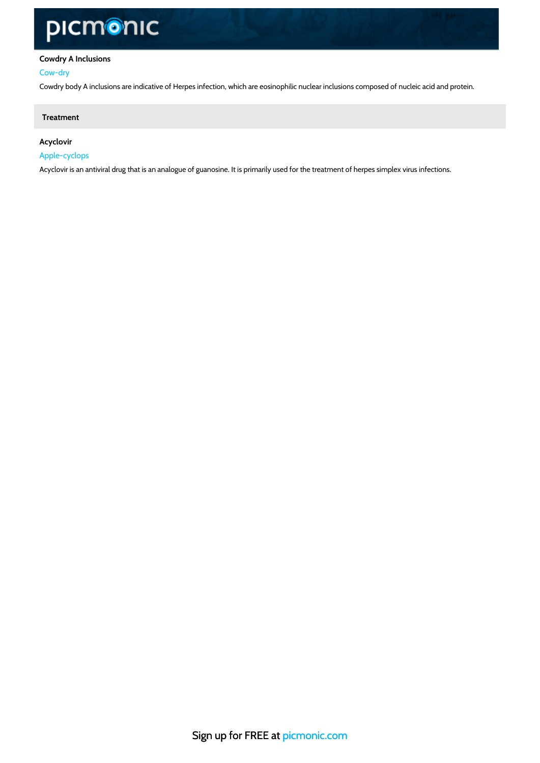**Cowdry A Inclusions**

Cow-dry

Cowdry body A inclusions are indicative of Herpes infection, which are eosinophilic nuclear inclusions composed of nucleic acid and protein.

## Treatment

**Acyclovir**

Apple-cyclops

Acyclovir is an antiviral drug that is an analogue of guanosine. It is primarily used for the treatment of herpes simplex virus infections.